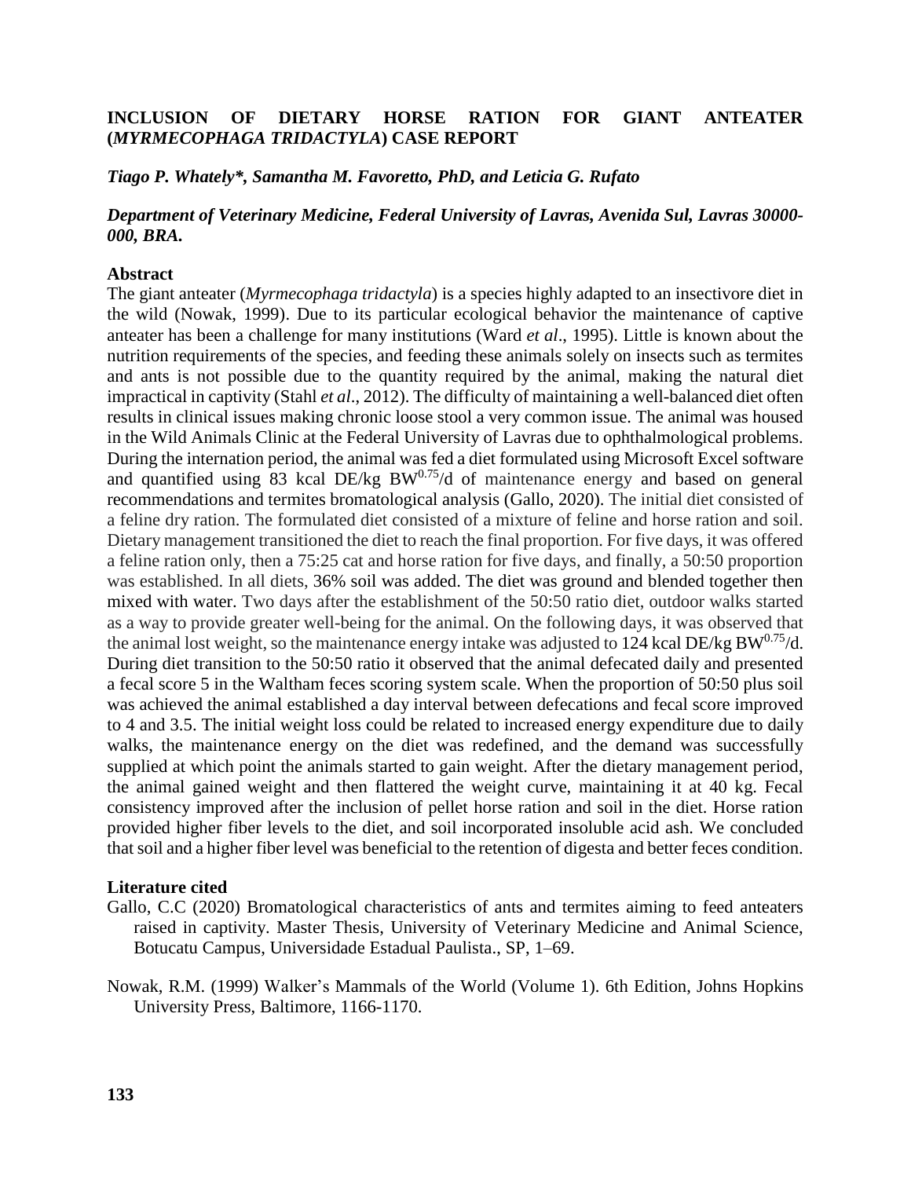# INCLUSION OF DIETARY HORSE RATION FOR GIANT ANTEATER (*MYRMECOPHAGA TRIDACTYLA*) CASE REPORT

***Tiago P. Whately\*, Samantha M. Favoretto, PhD, and Leticia G. Rufato***

***Department of Veterinary Medicine, Federal University of Lavras, Avenida Sul, Lavras 30000-000, BRA.***

## Abstract

The giant anteater (*Myrmecophaga tridactyla*) is a species highly adapted to an insectivore diet in the wild (Nowak, 1999). Due to its particular ecological behavior the maintenance of captive anteater has been a challenge for many institutions (Ward *et al*., 1995). Little is known about the nutrition requirements of the species, and feeding these animals solely on insects such as termites and ants is not possible due to the quantity required by the animal, making the natural diet impractical in captivity (Stahl *et al*., 2012). The difficulty of maintaining a well-balanced diet often results in clinical issues making chronic loose stool a very common issue. The animal was housed in the Wild Animals Clinic at the Federal University of Lavras due to ophthalmological problems. During the internation period, the animal was fed a diet formulated using Microsoft Excel software and quantified using 83 kcal DE/kg $BW^{0.75}$/d of maintenance energy and based on general recommendations and termites bromatological analysis (Gallo, 2020). The initial diet consisted of a feline dry ration. The formulated diet consisted of a mixture of feline and horse ration and soil. Dietary management transitioned the diet to reach the final proportion. For five days, it was offered a feline ration only, then a 75:25 cat and horse ration for five days, and finally, a 50:50 proportion was established. In all diets, 36% soil was added. The diet was ground and blended together then mixed with water. Two days after the establishment of the 50:50 ratio diet, outdoor walks started as a way to provide greater well-being for the animal. On the following days, it was observed that the animal lost weight, so the maintenance energy intake was adjusted to 124 kcal DE/kg $BW^{0.75}$/d. During diet transition to the 50:50 ratio it observed that the animal defecated daily and presented a fecal score 5 in the Waltham feces scoring system scale. When the proportion of 50:50 plus soil was achieved the animal established a day interval between defecations and fecal score improved to 4 and 3.5. The initial weight loss could be related to increased energy expenditure due to daily walks, the maintenance energy on the diet was redefined, and the demand was successfully supplied at which point the animals started to gain weight. After the dietary management period, the animal gained weight and then flattered the weight curve, maintaining it at 40 kg. Fecal consistency improved after the inclusion of pellet horse ration and soil in the diet. Horse ration provided higher fiber levels to the diet, and soil incorporated insoluble acid ash. We concluded that soil and a higher fiber level was beneficial to the retention of digesta and better feces condition.

## Literature cited

Gallo, C.C (2020) Bromatological characteristics of ants and termites aiming to feed anteaters raised in captivity. Master Thesis, University of Veterinary Medicine and Animal Science, Botucatu Campus, Universidade Estadual Paulista., SP, 1–69.

Nowak, R.M. (1999) Walker's Mammals of the World (Volume 1). 6th Edition, Johns Hopkins University Press, Baltimore, 1166-1170.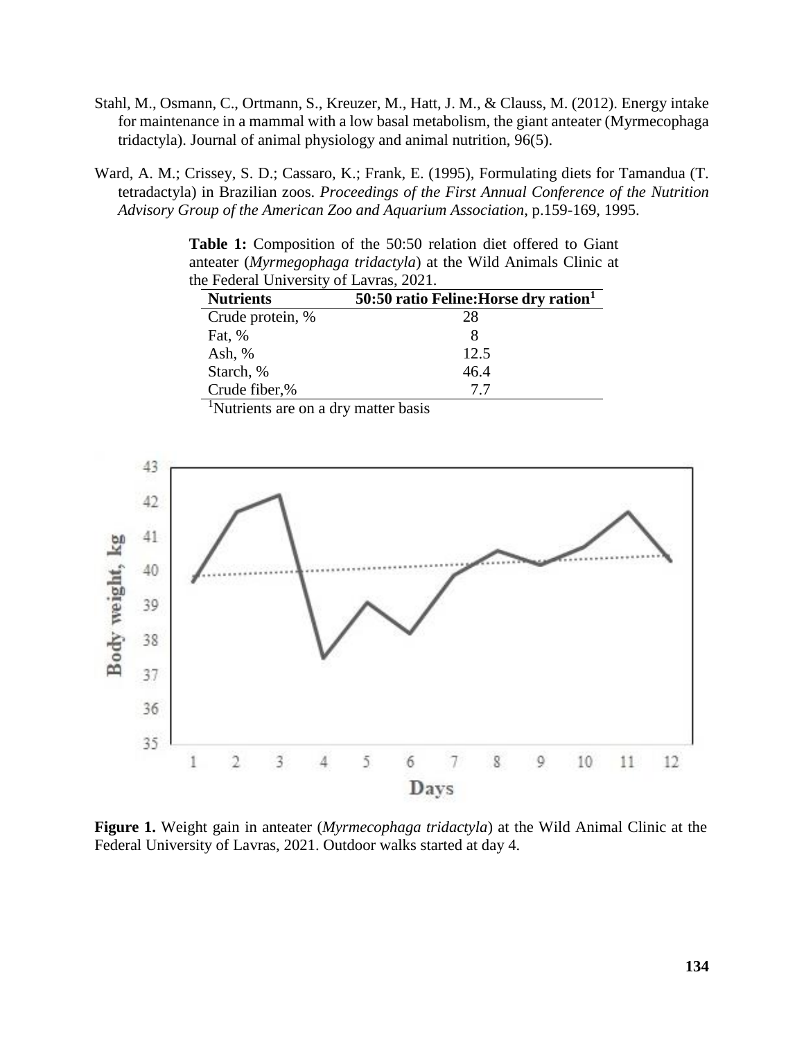Stahl, M., Osmann, C., Ortmann, S., Kreuzer, M., Hatt, J. M., & Clauss, M. (2012). Energy intake for maintenance in a mammal with a low basal metabolism, the giant anteater (Myrmecophaga tridactyla). Journal of animal physiology and animal nutrition, 96(5).

Ward, A. M.; Crissey, S. D.; Cassaro, K.; Frank, E. (1995), Formulating diets for Tamandua (T. tetradactyla) in Brazilian zoos. *Proceedings of the First Annual Conference of the Nutrition Advisory Group of the American Zoo and Aquarium Association*, p.159-169, 1995.

**Table 1:** Composition of the 50:50 relation diet offered to Giant anteater (*Myrmegophaga tridactyla*) at the Wild Animals Clinic at the Federal University of Lavras, 2021.

| **Nutrients** | **50:50 ratio Feline:Horse dry ration[1]** |
|---|---|
| Crude protein, % | 28 |
| Fat, % | 8 |
| Ash, % | 12.5 |
| Starch, % | 46.4 |
| Crude fiber,% | 7.7 |

[1]Nutrients are on a dry matter basis

**Figure 1.** Weight gain in anteater (*Myrmecophaga tridactyla*) at the Wild Animal Clinic at the Federal University of Lavras, 2021. Outdoor walks started at day 4.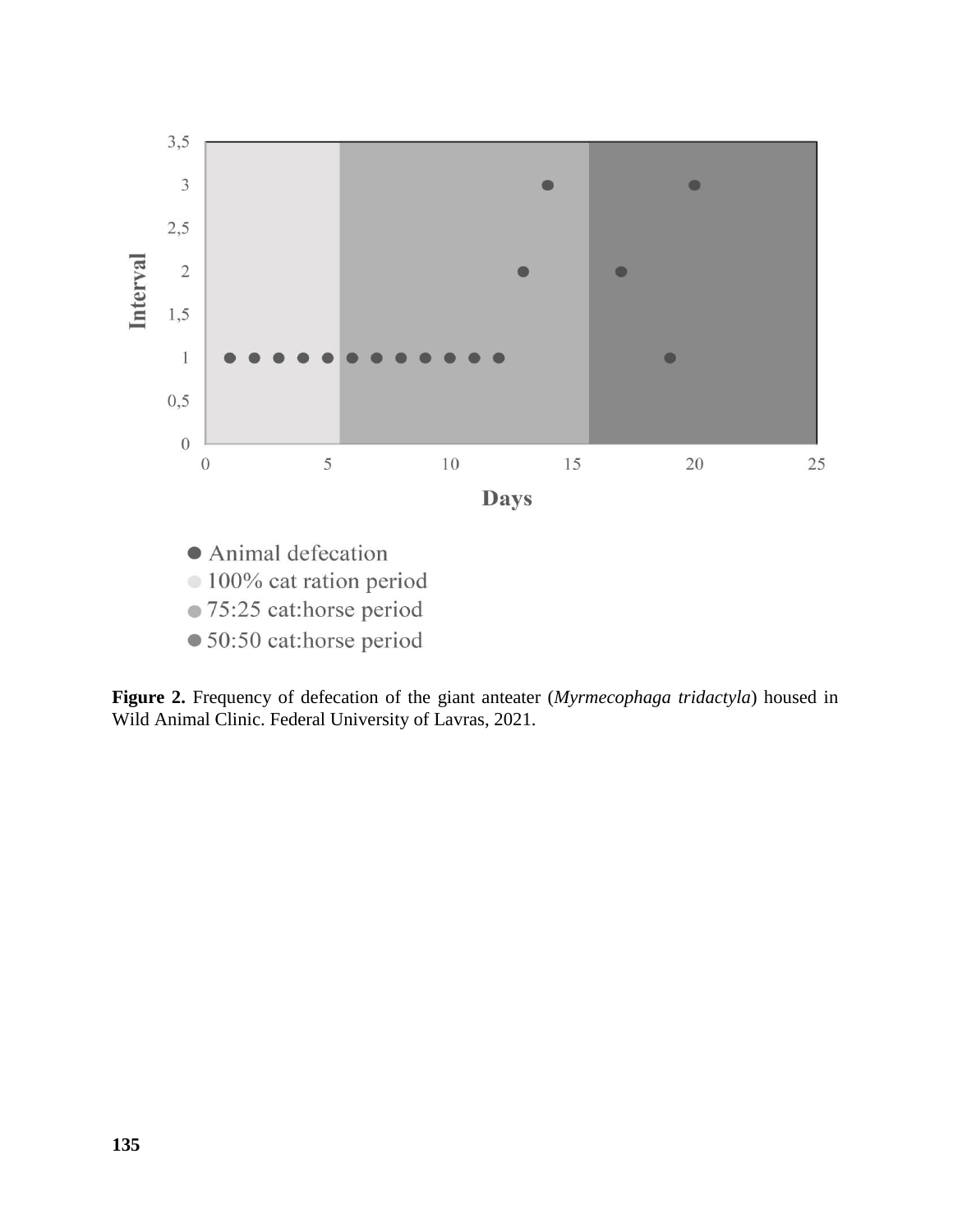Interval

3,5
3
2,5
2
1,5
1
0,5
0

0
5
10
15
20
25

Days

● Animal defecation
● 100% cat ration period
● 75:25 cat:horse period
● 50:50 cat:horse period

**Figure 2.** Frequency of defecation of the giant anteater (*Myrmecophaga tridactyla*) housed in Wild Animal Clinic. Federal University of Lavras, 2021.